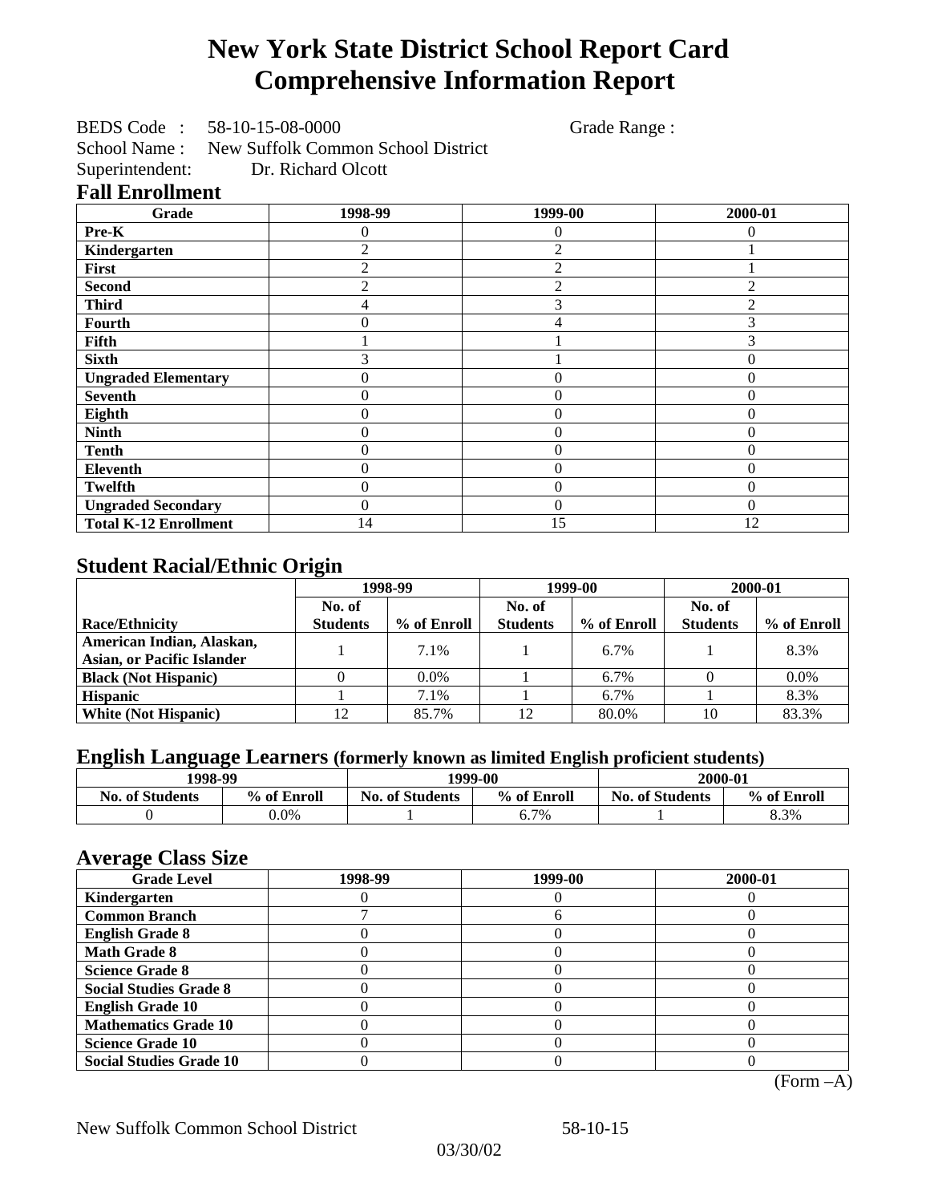# New York State District School Report Card
# Comprehensive Information Report

BEDS Code : 58-10-15-08-0000 Grade Range :
School Name : New Suffolk Common School District
Superintendent: Dr. Richard Olcott

## Fall Enrollment

| Grade | 1998-99 | 1999-00 | 2000-01 |
|---|---|---|---|
| Pre-K | 0 | 0 | 0 |
| Kindergarten | 2 | 2 | 1 |
| First | 2 | 2 | 1 |
| Second | 2 | 2 | 2 |
| Third | 4 | 3 | 2 |
| Fourth | 0 | 4 | 3 |
| Fifth | 1 | 1 | 3 |
| Sixth | 3 | 1 | 0 |
| Ungraded Elementary | 0 | 0 | 0 |
| Seventh | 0 | 0 | 0 |
| Eighth | 0 | 0 | 0 |
| Ninth | 0 | 0 | 0 |
| Tenth | 0 | 0 | 0 |
| Eleventh | 0 | 0 | 0 |
| Twelfth | 0 | 0 | 0 |
| Ungraded Secondary | 0 | 0 | 0 |
| Total K-12 Enrollment | 14 | 15 | 12 |

## Student Racial/Ethnic Origin

| | 1998-99 | | 1999-00 | | 2000-01 | |
|---|---|---|---|---|---|---|
| Race/Ethnicity | No. of Students | % of Enroll | No. of Students | % of Enroll | No. of Students | % of Enroll |
| American Indian, Alaskan, Asian, or Pacific Islander | 1 | 7.1% | 1 | 6.7% | 1 | 8.3% |
| Black (Not Hispanic) | 0 | 0.0% | 1 | 6.7% | 0 | 0.0% |
| Hispanic | 1 | 7.1% | 1 | 6.7% | 1 | 8.3% |
| White (Not Hispanic) | 12 | 85.7% | 12 | 80.0% | 10 | 83.3% |

## English Language Learners (formerly known as limited English proficient students)

| 1998-99 | | 1999-00 | | 2000-01 | |
|---|---|---|---|---|---|
| No. of Students | % of Enroll | No. of Students | % of Enroll | No. of Students | % of Enroll |
| 0 | 0.0% | 1 | 6.7% | 1 | 8.3% |

## Average Class Size

| Grade Level | 1998-99 | 1999-00 | 2000-01 |
|---|---|---|---|
| Kindergarten | 0 | 0 | 0 |
| Common Branch | 7 | 6 | 0 |
| English Grade 8 | 0 | 0 | 0 |
| Math Grade 8 | 0 | 0 | 0 |
| Science Grade 8 | 0 | 0 | 0 |
| Social Studies Grade 8 | 0 | 0 | 0 |
| English Grade 10 | 0 | 0 | 0 |
| Mathematics Grade 10 | 0 | 0 | 0 |
| Science Grade 10 | 0 | 0 | 0 |
| Social Studies Grade 10 | 0 | 0 | 0 |

(Form –A)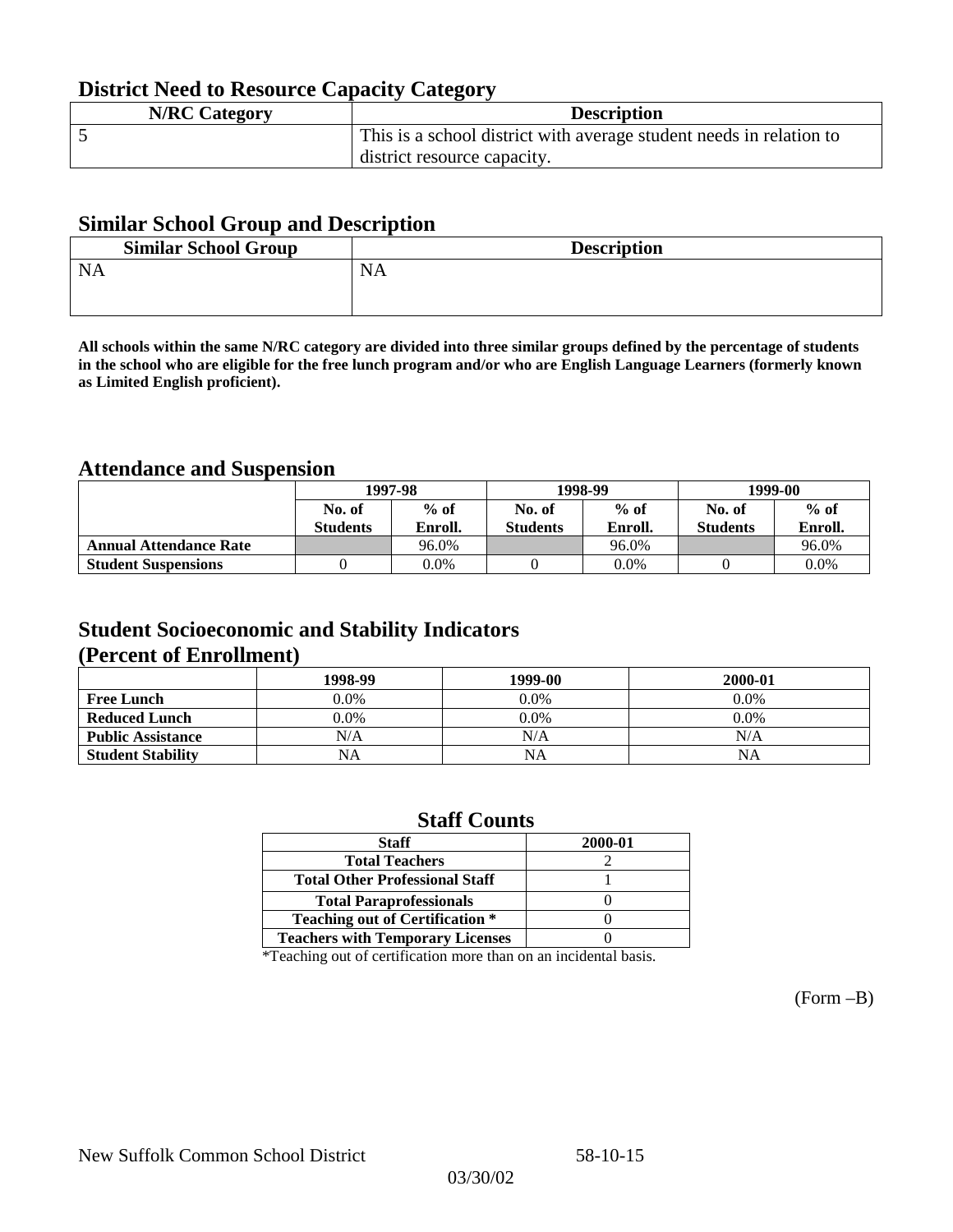## District Need to Resource Capacity Category

| N/RC Category | Description |
|---|---|
| 5 | This is a school district with average student needs in relation to district resource capacity. |

## Similar School Group and Description

| Similar School Group | Description |
|---|---|
| NA | NA |

**All schools within the same N/RC category are divided into three similar groups defined by the percentage of students in the school who are eligible for the free lunch program and/or who are English Language Learners (formerly known as Limited English proficient).**

## Attendance and Suspension

| | 1997-98 | | 1998-99 | | 1999-00 | |
|---|---|---|---|---|---|---|
| | No. of Students | % of Enroll. | No. of Students | % of Enroll. | No. of Students | % of Enroll. |
| **Annual Attendance Rate** | | 96.0% | | 96.0% | | 96.0% |
| **Student Suspensions** | 0 | 0.0% | 0 | 0.0% | 0 | 0.0% |

## Student Socioeconomic and Stability Indicators (Percent of Enrollment)

| | 1998-99 | 1999-00 | 2000-01 |
|---|---|---|---|
| **Free Lunch** | 0.0% | 0.0% | 0.0% |
| **Reduced Lunch** | 0.0% | 0.0% | 0.0% |
| **Public Assistance** | N/A | N/A | N/A |
| **Student Stability** | NA | NA | NA |

## Staff Counts

| Staff | 2000-01 |
|---|---|
| Total Teachers | 2 |
| Total Other Professional Staff | 1 |
| Total Paraprofessionals | 0 |
| Teaching out of Certification * | 0 |
| Teachers with Temporary Licenses | 0 |

*Teaching out of certification more than on an incidental basis.

(Form –B)

New Suffolk Common School District 58-10-15

03/30/02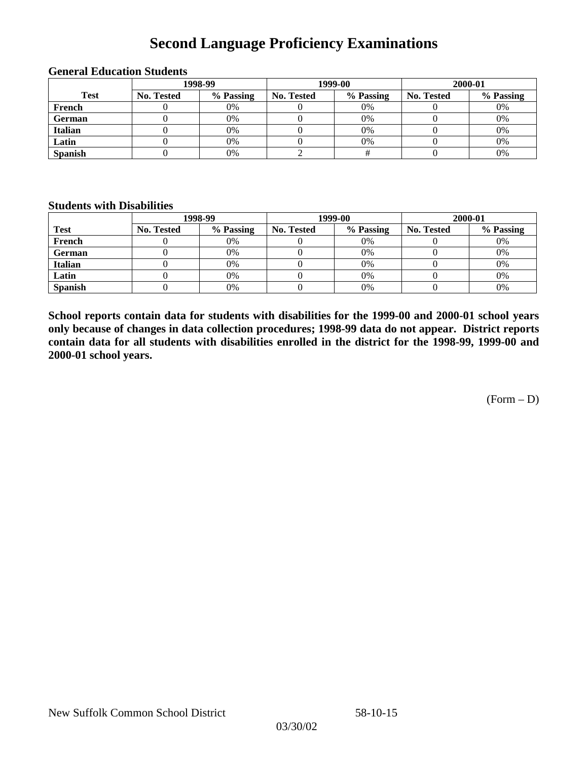# Second Language Proficiency Examinations

### General Education Students

| Test | 1998-99 | | 1999-00 | | 2000-01 | |
|---|---|---|---|---|---|---|
| | No. Tested | % Passing | No. Tested | % Passing | No. Tested | % Passing |
| French | 0 | 0% | 0 | 0% | 0 | 0% |
| German | 0 | 0% | 0 | 0% | 0 | 0% |
| Italian | 0 | 0% | 0 | 0% | 0 | 0% |
| Latin | 0 | 0% | 0 | 0% | 0 | 0% |
| Spanish | 0 | 0% | 2 | # | 0 | 0% |

### Students with Disabilities

| | 1998-99 | | 1999-00 | | 2000-01 | |
|---|---|---|---|---|---|---|
| Test | No. Tested | % Passing | No. Tested | % Passing | No. Tested | % Passing |
| French | 0 | 0% | 0 | 0% | 0 | 0% |
| German | 0 | 0% | 0 | 0% | 0 | 0% |
| Italian | 0 | 0% | 0 | 0% | 0 | 0% |
| Latin | 0 | 0% | 0 | 0% | 0 | 0% |
| Spanish | 0 | 0% | 0 | 0% | 0 | 0% |

**School reports contain data for students with disabilities for the 1999-00 and 2000-01 school years only because of changes in data collection procedures; 1998-99 data do not appear. District reports contain data for all students with disabilities enrolled in the district for the 1998-99, 1999-00 and 2000-01 school years.**

(Form – D)

New Suffolk Common School District 58-10-15

03/30/02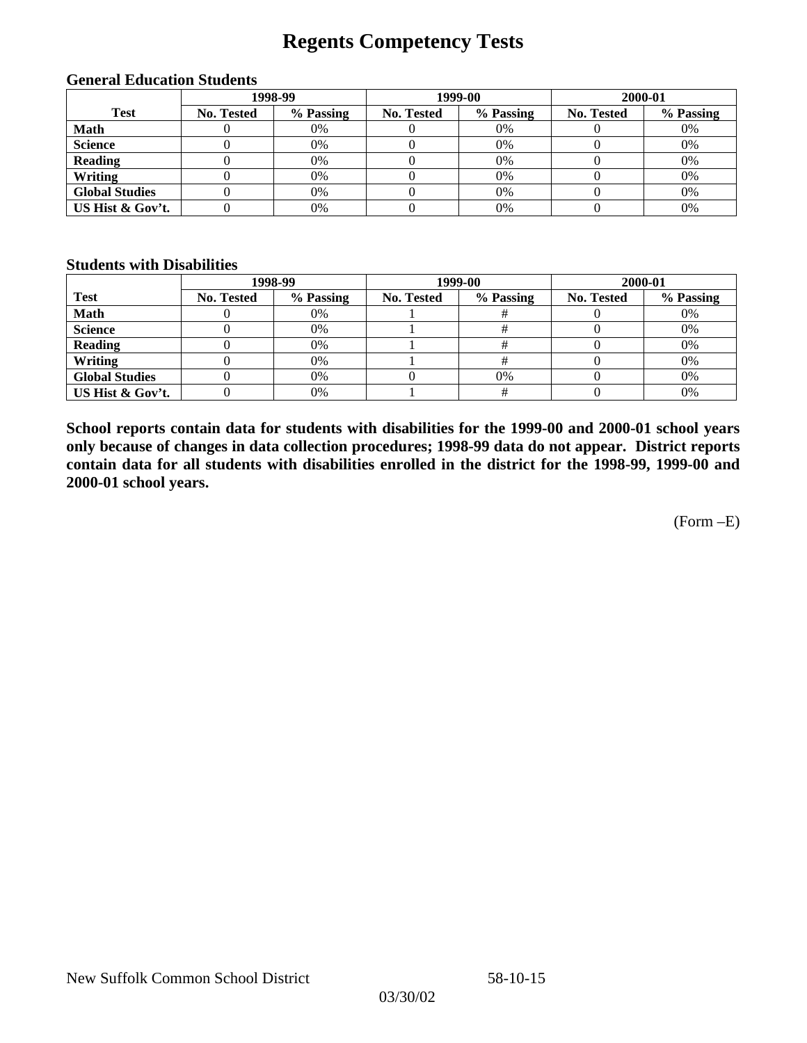# Regents Competency Tests

### General Education Students

| Test | 1998-99 | | 1999-00 | | 2000-01 | |
|---|---|---|---|---|---|---|
| | No. Tested | % Passing | No. Tested | % Passing | No. Tested | % Passing |
| **Math** | 0 | 0% | 0 | 0% | 0 | 0% |
| **Science** | 0 | 0% | 0 | 0% | 0 | 0% |
| **Reading** | 0 | 0% | 0 | 0% | 0 | 0% |
| **Writing** | 0 | 0% | 0 | 0% | 0 | 0% |
| **Global Studies** | 0 | 0% | 0 | 0% | 0 | 0% |
| **US Hist & Gov't.** | 0 | 0% | 0 | 0% | 0 | 0% |

### Students with Disabilities

| Test | 1998-99 | | 1999-00 | | 2000-01 | |
|---|---|---|---|---|---|---|
| | No. Tested | % Passing | No. Tested | % Passing | No. Tested | % Passing |
| **Math** | 0 | 0% | 1 | # | 0 | 0% |
| **Science** | 0 | 0% | 1 | # | 0 | 0% |
| **Reading** | 0 | 0% | 1 | # | 0 | 0% |
| **Writing** | 0 | 0% | 1 | # | 0 | 0% |
| **Global Studies** | 0 | 0% | 0 | 0% | 0 | 0% |
| **US Hist & Gov't.** | 0 | 0% | 1 | # | 0 | 0% |

**School reports contain data for students with disabilities for the 1999-00 and 2000-01 school years only because of changes in data collection procedures; 1998-99 data do not appear. District reports contain data for all students with disabilities enrolled in the district for the 1998-99, 1999-00 and 2000-01 school years.**

(Form –E)

New Suffolk Common School District 58-10-15

03/30/02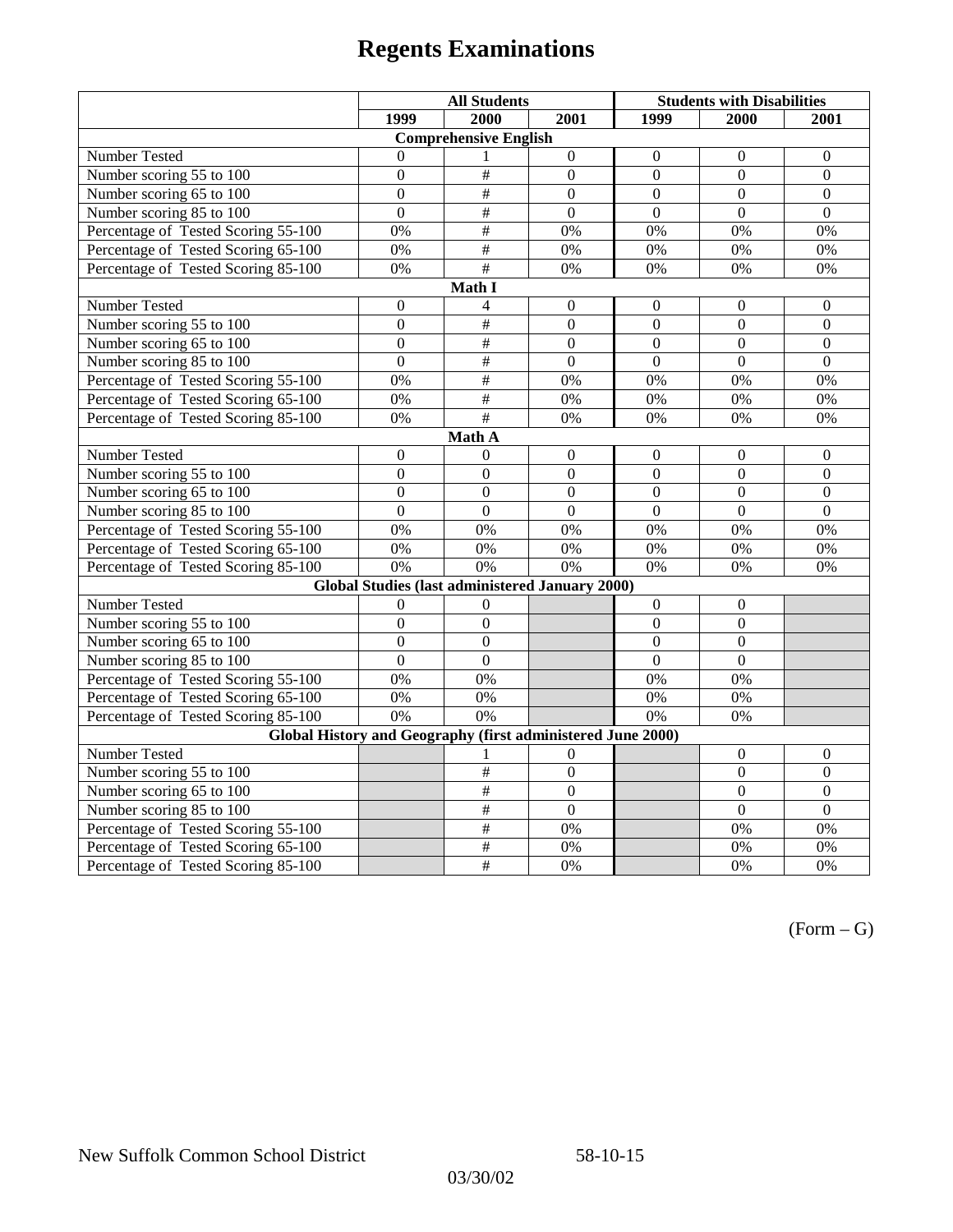# Regents Examinations

| | All Students | | | Students with Disabilities | | |
|---|---|---|---|---|---|---|
| | 1999 | 2000 | 2001 | 1999 | 2000 | 2001 |
| **Comprehensive English** | | | | | | |
| Number Tested | 0 | 1 | 0 | 0 | 0 | 0 |
| Number scoring 55 to 100 | 0 | # | 0 | 0 | 0 | 0 |
| Number scoring 65 to 100 | 0 | # | 0 | 0 | 0 | 0 |
| Number scoring 85 to 100 | 0 | # | 0 | 0 | 0 | 0 |
| Percentage of Tested Scoring 55-100 | 0% | # | 0% | 0% | 0% | 0% |
| Percentage of Tested Scoring 65-100 | 0% | # | 0% | 0% | 0% | 0% |
| Percentage of Tested Scoring 85-100 | 0% | # | 0% | 0% | 0% | 0% |
| **Math I** | | | | | | |
| Number Tested | 0 | 4 | 0 | 0 | 0 | 0 |
| Number scoring 55 to 100 | 0 | # | 0 | 0 | 0 | 0 |
| Number scoring 65 to 100 | 0 | # | 0 | 0 | 0 | 0 |
| Number scoring 85 to 100 | 0 | # | 0 | 0 | 0 | 0 |
| Percentage of Tested Scoring 55-100 | 0% | # | 0% | 0% | 0% | 0% |
| Percentage of Tested Scoring 65-100 | 0% | # | 0% | 0% | 0% | 0% |
| Percentage of Tested Scoring 85-100 | 0% | # | 0% | 0% | 0% | 0% |
| **Math A** | | | | | | |
| Number Tested | 0 | 0 | 0 | 0 | 0 | 0 |
| Number scoring 55 to 100 | 0 | 0 | 0 | 0 | 0 | 0 |
| Number scoring 65 to 100 | 0 | 0 | 0 | 0 | 0 | 0 |
| Number scoring 85 to 100 | 0 | 0 | 0 | 0 | 0 | 0 |
| Percentage of Tested Scoring 55-100 | 0% | 0% | 0% | 0% | 0% | 0% |
| Percentage of Tested Scoring 65-100 | 0% | 0% | 0% | 0% | 0% | 0% |
| Percentage of Tested Scoring 85-100 | 0% | 0% | 0% | 0% | 0% | 0% |
| **Global Studies (last administered January 2000)** | | | | | | |
| Number Tested | 0 | 0 | | 0 | 0 | |
| Number scoring 55 to 100 | 0 | 0 | | 0 | 0 | |
| Number scoring 65 to 100 | 0 | 0 | | 0 | 0 | |
| Number scoring 85 to 100 | 0 | 0 | | 0 | 0 | |
| Percentage of Tested Scoring 55-100 | 0% | 0% | | 0% | 0% | |
| Percentage of Tested Scoring 65-100 | 0% | 0% | | 0% | 0% | |
| Percentage of Tested Scoring 85-100 | 0% | 0% | | 0% | 0% | |
| **Global History and Geography (first administered June 2000)** | | | | | | |
| Number Tested | | 1 | 0 | | 0 | 0 |
| Number scoring 55 to 100 | | # | 0 | | 0 | 0 |
| Number scoring 65 to 100 | | # | 0 | | 0 | 0 |
| Number scoring 85 to 100 | | # | 0 | | 0 | 0 |
| Percentage of Tested Scoring 55-100 | | # | 0% | | 0% | 0% |
| Percentage of Tested Scoring 65-100 | | # | 0% | | 0% | 0% |
| Percentage of Tested Scoring 85-100 | | # | 0% | | 0% | 0% |

(Form – G)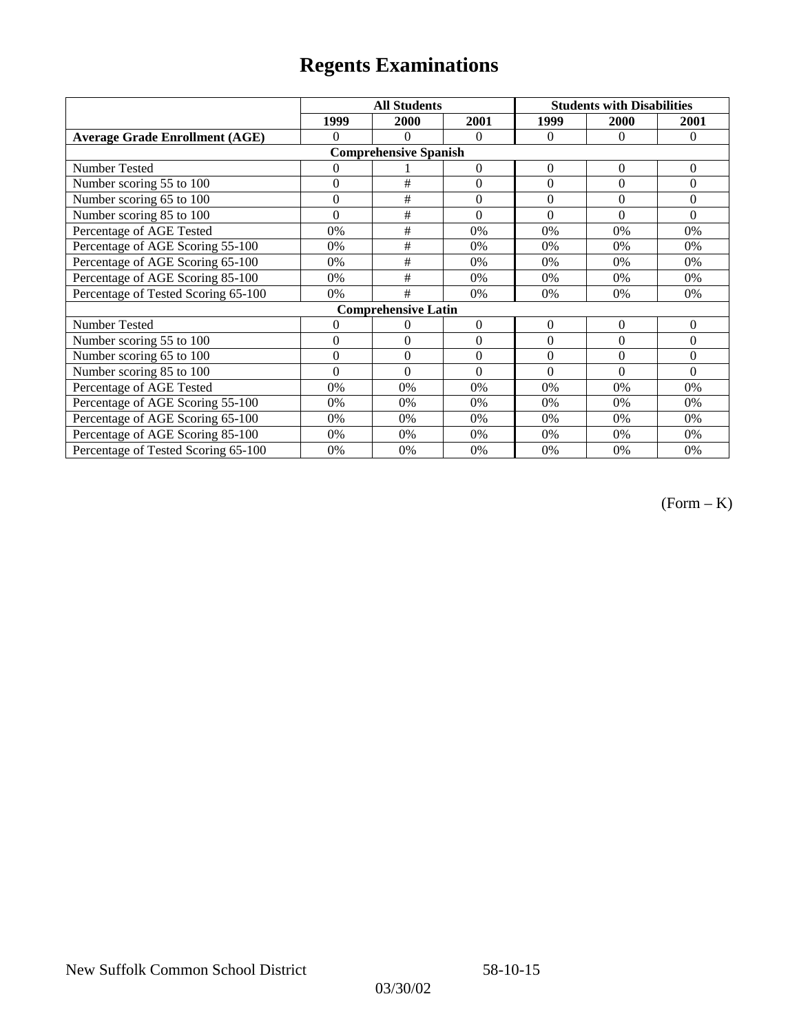# Regents Examinations

| | All Students | | | Students with Disabilities | | |
|---|---|---|---|---|---|---|
| | 1999 | 2000 | 2001 | 1999 | 2000 | 2001 |
| **Average Grade Enrollment (AGE)** | 0 | 0 | 0 | 0 | 0 | 0 |
| **Comprehensive Spanish** | | | | | | |
| Number Tested | 0 | 1 | 0 | 0 | 0 | 0 |
| Number scoring 55 to 100 | 0 | # | 0 | 0 | 0 | 0 |
| Number scoring 65 to 100 | 0 | # | 0 | 0 | 0 | 0 |
| Number scoring 85 to 100 | 0 | # | 0 | 0 | 0 | 0 |
| Percentage of AGE Tested | 0% | # | 0% | 0% | 0% | 0% |
| Percentage of AGE Scoring 55-100 | 0% | # | 0% | 0% | 0% | 0% |
| Percentage of AGE Scoring 65-100 | 0% | # | 0% | 0% | 0% | 0% |
| Percentage of AGE Scoring 85-100 | 0% | # | 0% | 0% | 0% | 0% |
| Percentage of Tested Scoring 65-100 | 0% | # | 0% | 0% | 0% | 0% |
| **Comprehensive Latin** | | | | | | |
| Number Tested | 0 | 0 | 0 | 0 | 0 | 0 |
| Number scoring 55 to 100 | 0 | 0 | 0 | 0 | 0 | 0 |
| Number scoring 65 to 100 | 0 | 0 | 0 | 0 | 0 | 0 |
| Number scoring 85 to 100 | 0 | 0 | 0 | 0 | 0 | 0 |
| Percentage of AGE Tested | 0% | 0% | 0% | 0% | 0% | 0% |
| Percentage of AGE Scoring 55-100 | 0% | 0% | 0% | 0% | 0% | 0% |
| Percentage of AGE Scoring 65-100 | 0% | 0% | 0% | 0% | 0% | 0% |
| Percentage of AGE Scoring 85-100 | 0% | 0% | 0% | 0% | 0% | 0% |
| Percentage of Tested Scoring 65-100 | 0% | 0% | 0% | 0% | 0% | 0% |

(Form – K)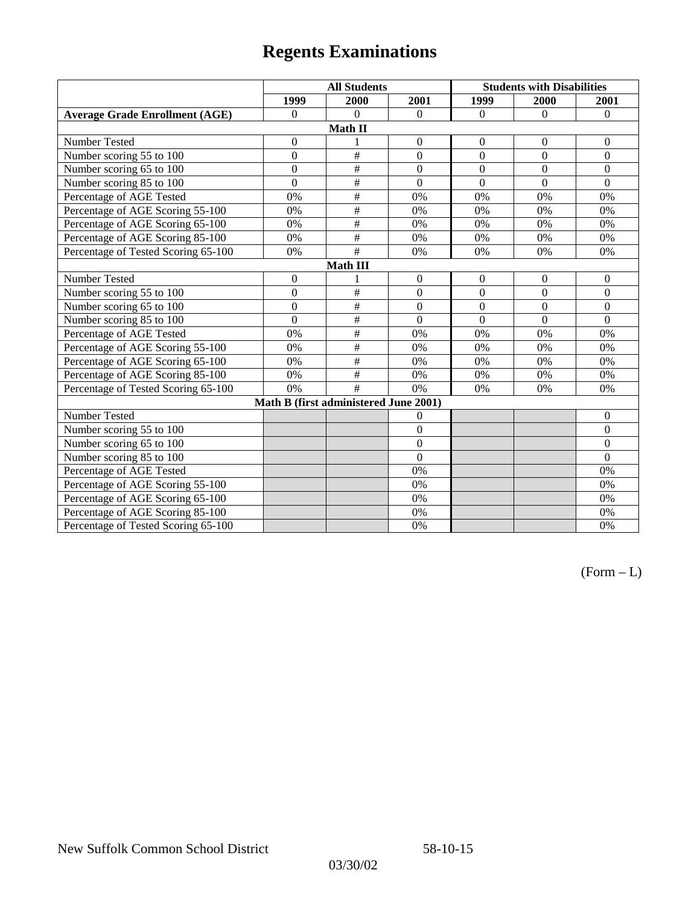# Regents Examinations

| | All Students | | | Students with Disabilities | | |
|---|---|---|---|---|---|---|
| | 1999 | 2000 | 2001 | 1999 | 2000 | 2001 |
| **Average Grade Enrollment (AGE)** | 0 | 0 | 0 | 0 | 0 | 0 |
| **Math II** | | | | | | |
| Number Tested | 0 | 1 | 0 | 0 | 0 | 0 |
| Number scoring 55 to 100 | 0 | # | 0 | 0 | 0 | 0 |
| Number scoring 65 to 100 | 0 | # | 0 | 0 | 0 | 0 |
| Number scoring 85 to 100 | 0 | # | 0 | 0 | 0 | 0 |
| Percentage of AGE Tested | 0% | # | 0% | 0% | 0% | 0% |
| Percentage of AGE Scoring 55-100 | 0% | # | 0% | 0% | 0% | 0% |
| Percentage of AGE Scoring 65-100 | 0% | # | 0% | 0% | 0% | 0% |
| Percentage of AGE Scoring 85-100 | 0% | # | 0% | 0% | 0% | 0% |
| Percentage of Tested Scoring 65-100 | 0% | # | 0% | 0% | 0% | 0% |
| **Math III** | | | | | | |
| Number Tested | 0 | 1 | 0 | 0 | 0 | 0 |
| Number scoring 55 to 100 | 0 | # | 0 | 0 | 0 | 0 |
| Number scoring 65 to 100 | 0 | # | 0 | 0 | 0 | 0 |
| Number scoring 85 to 100 | 0 | # | 0 | 0 | 0 | 0 |
| Percentage of AGE Tested | 0% | # | 0% | 0% | 0% | 0% |
| Percentage of AGE Scoring 55-100 | 0% | # | 0% | 0% | 0% | 0% |
| Percentage of AGE Scoring 65-100 | 0% | # | 0% | 0% | 0% | 0% |
| Percentage of AGE Scoring 85-100 | 0% | # | 0% | 0% | 0% | 0% |
| Percentage of Tested Scoring 65-100 | 0% | # | 0% | 0% | 0% | 0% |
| **Math B (first administered June 2001)** | | | | | | |
| Number Tested | | | 0 | | | 0 |
| Number scoring 55 to 100 | | | 0 | | | 0 |
| Number scoring 65 to 100 | | | 0 | | | 0 |
| Number scoring 85 to 100 | | | 0 | | | 0 |
| Percentage of AGE Tested | | | 0% | | | 0% |
| Percentage of AGE Scoring 55-100 | | | 0% | | | 0% |
| Percentage of AGE Scoring 65-100 | | | 0% | | | 0% |
| Percentage of AGE Scoring 85-100 | | | 0% | | | 0% |
| Percentage of Tested Scoring 65-100 | | | 0% | | | 0% |

(Form – L)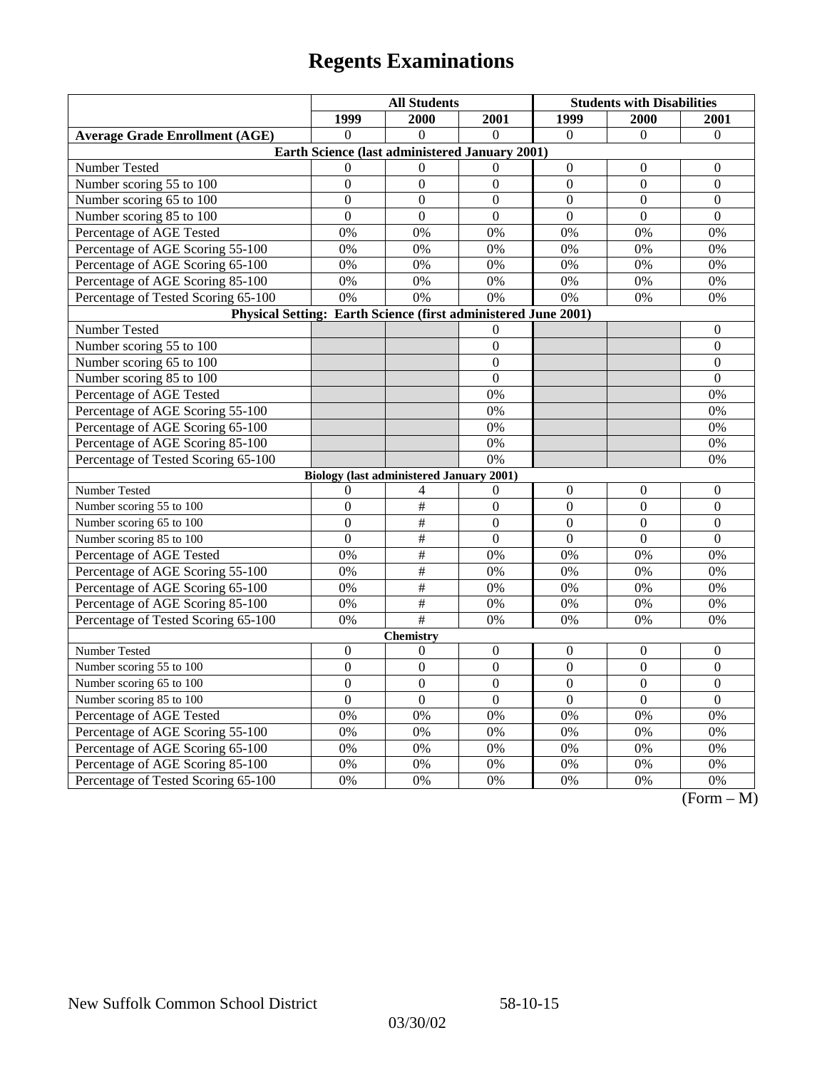# Regents Examinations

| | All Students | | | Students with Disabilities | | |
|---|---|---|---|---|---|---|
| | 1999 | 2000 | 2001 | 1999 | 2000 | 2001 |
| **Average Grade Enrollment (AGE)** | 0 | 0 | 0 | 0 | 0 | 0 |
| **Earth Science (last administered January 2001)** | | | | | | |
| Number Tested | 0 | 0 | 0 | 0 | 0 | 0 |
| Number scoring 55 to 100 | 0 | 0 | 0 | 0 | 0 | 0 |
| Number scoring 65 to 100 | 0 | 0 | 0 | 0 | 0 | 0 |
| Number scoring 85 to 100 | 0 | 0 | 0 | 0 | 0 | 0 |
| Percentage of AGE Tested | 0% | 0% | 0% | 0% | 0% | 0% |
| Percentage of AGE Scoring 55-100 | 0% | 0% | 0% | 0% | 0% | 0% |
| Percentage of AGE Scoring 65-100 | 0% | 0% | 0% | 0% | 0% | 0% |
| Percentage of AGE Scoring 85-100 | 0% | 0% | 0% | 0% | 0% | 0% |
| Percentage of Tested Scoring 65-100 | 0% | 0% | 0% | 0% | 0% | 0% |
| **Physical Setting: Earth Science (first administered June 2001)** | | | | | | |
| Number Tested | | | 0 | | | 0 |
| Number scoring 55 to 100 | | | 0 | | | 0 |
| Number scoring 65 to 100 | | | 0 | | | 0 |
| Number scoring 85 to 100 | | | 0 | | | 0 |
| Percentage of AGE Tested | | | 0% | | | 0% |
| Percentage of AGE Scoring 55-100 | | | 0% | | | 0% |
| Percentage of AGE Scoring 65-100 | | | 0% | | | 0% |
| Percentage of AGE Scoring 85-100 | | | 0% | | | 0% |
| Percentage of Tested Scoring 65-100 | | | 0% | | | 0% |
| **Biology (last administered January 2001)** | | | | | | |
| Number Tested | 0 | 4 | 0 | 0 | 0 | 0 |
| Number scoring 55 to 100 | 0 | # | 0 | 0 | 0 | 0 |
| Number scoring 65 to 100 | 0 | # | 0 | 0 | 0 | 0 |
| Number scoring 85 to 100 | 0 | # | 0 | 0 | 0 | 0 |
| Percentage of AGE Tested | 0% | # | 0% | 0% | 0% | 0% |
| Percentage of AGE Scoring 55-100 | 0% | # | 0% | 0% | 0% | 0% |
| Percentage of AGE Scoring 65-100 | 0% | # | 0% | 0% | 0% | 0% |
| Percentage of AGE Scoring 85-100 | 0% | # | 0% | 0% | 0% | 0% |
| Percentage of Tested Scoring 65-100 | 0% | # | 0% | 0% | 0% | 0% |
| **Chemistry** | | | | | | |
| Number Tested | 0 | 0 | 0 | 0 | 0 | 0 |
| Number scoring 55 to 100 | 0 | 0 | 0 | 0 | 0 | 0 |
| Number scoring 65 to 100 | 0 | 0 | 0 | 0 | 0 | 0 |
| Number scoring 85 to 100 | 0 | 0 | 0 | 0 | 0 | 0 |
| Percentage of AGE Tested | 0% | 0% | 0% | 0% | 0% | 0% |
| Percentage of AGE Scoring 55-100 | 0% | 0% | 0% | 0% | 0% | 0% |
| Percentage of AGE Scoring 65-100 | 0% | 0% | 0% | 0% | 0% | 0% |
| Percentage of AGE Scoring 85-100 | 0% | 0% | 0% | 0% | 0% | 0% |
| Percentage of Tested Scoring 65-100 | 0% | 0% | 0% | 0% | 0% | 0% |

(Form – M)

New Suffolk Common School District 58-10-15

03/30/02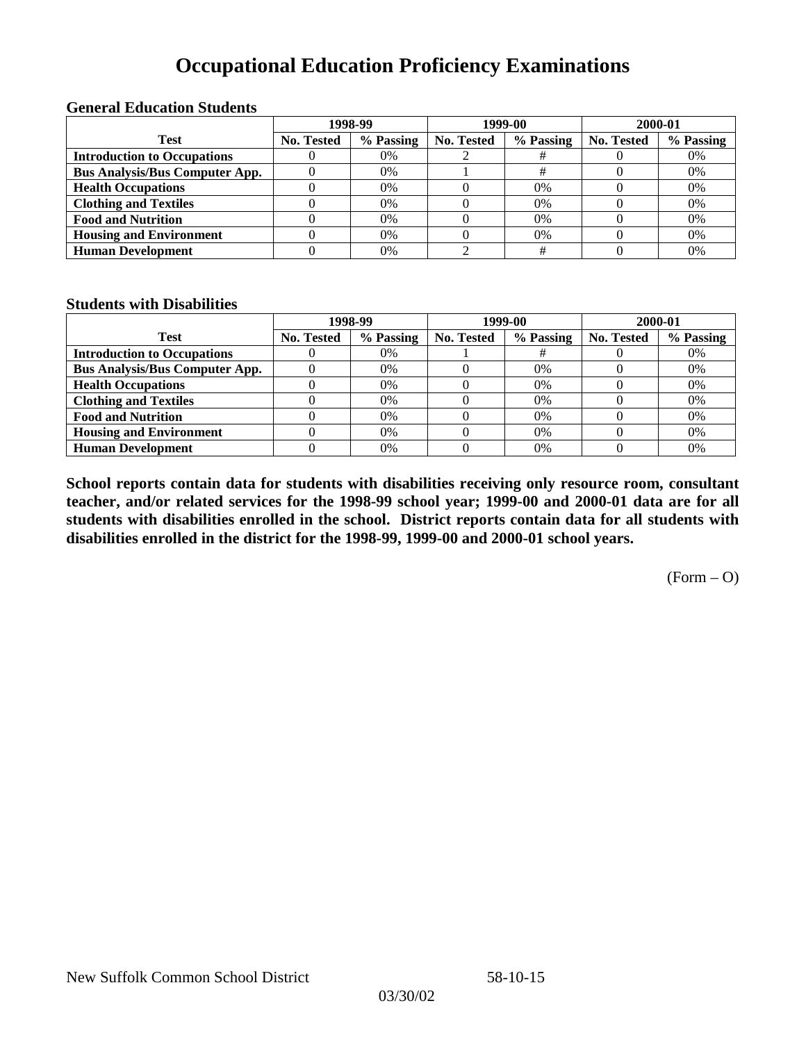# Occupational Education Proficiency Examinations

### General Education Students

| | 1998-99 | | 1999-00 | | 2000-01 | |
|---|---|---|---|---|---|---|
| **Test** | **No. Tested** | **% Passing** | **No. Tested** | **% Passing** | **No. Tested** | **% Passing** |
| **Introduction to Occupations** | 0 | 0% | 2 | # | 0 | 0% |
| **Bus Analysis/Bus Computer App.** | 0 | 0% | 1 | # | 0 | 0% |
| **Health Occupations** | 0 | 0% | 0 | 0% | 0 | 0% |
| **Clothing and Textiles** | 0 | 0% | 0 | 0% | 0 | 0% |
| **Food and Nutrition** | 0 | 0% | 0 | 0% | 0 | 0% |
| **Housing and Environment** | 0 | 0% | 0 | 0% | 0 | 0% |
| **Human Development** | 0 | 0% | 2 | # | 0 | 0% |

### Students with Disabilities

| | 1998-99 | | 1999-00 | | 2000-01 | |
|---|---|---|---|---|---|---|
| **Test** | **No. Tested** | **% Passing** | **No. Tested** | **% Passing** | **No. Tested** | **% Passing** |
| **Introduction to Occupations** | 0 | 0% | 1 | # | 0 | 0% |
| **Bus Analysis/Bus Computer App.** | 0 | 0% | 0 | 0% | 0 | 0% |
| **Health Occupations** | 0 | 0% | 0 | 0% | 0 | 0% |
| **Clothing and Textiles** | 0 | 0% | 0 | 0% | 0 | 0% |
| **Food and Nutrition** | 0 | 0% | 0 | 0% | 0 | 0% |
| **Housing and Environment** | 0 | 0% | 0 | 0% | 0 | 0% |
| **Human Development** | 0 | 0% | 0 | 0% | 0 | 0% |

**School reports contain data for students with disabilities receiving only resource room, consultant teacher, and/or related services for the 1998-99 school year; 1999-00 and 2000-01 data are for all students with disabilities enrolled in the school. District reports contain data for all students with disabilities enrolled in the district for the 1998-99, 1999-00 and 2000-01 school years.**

(Form – O)